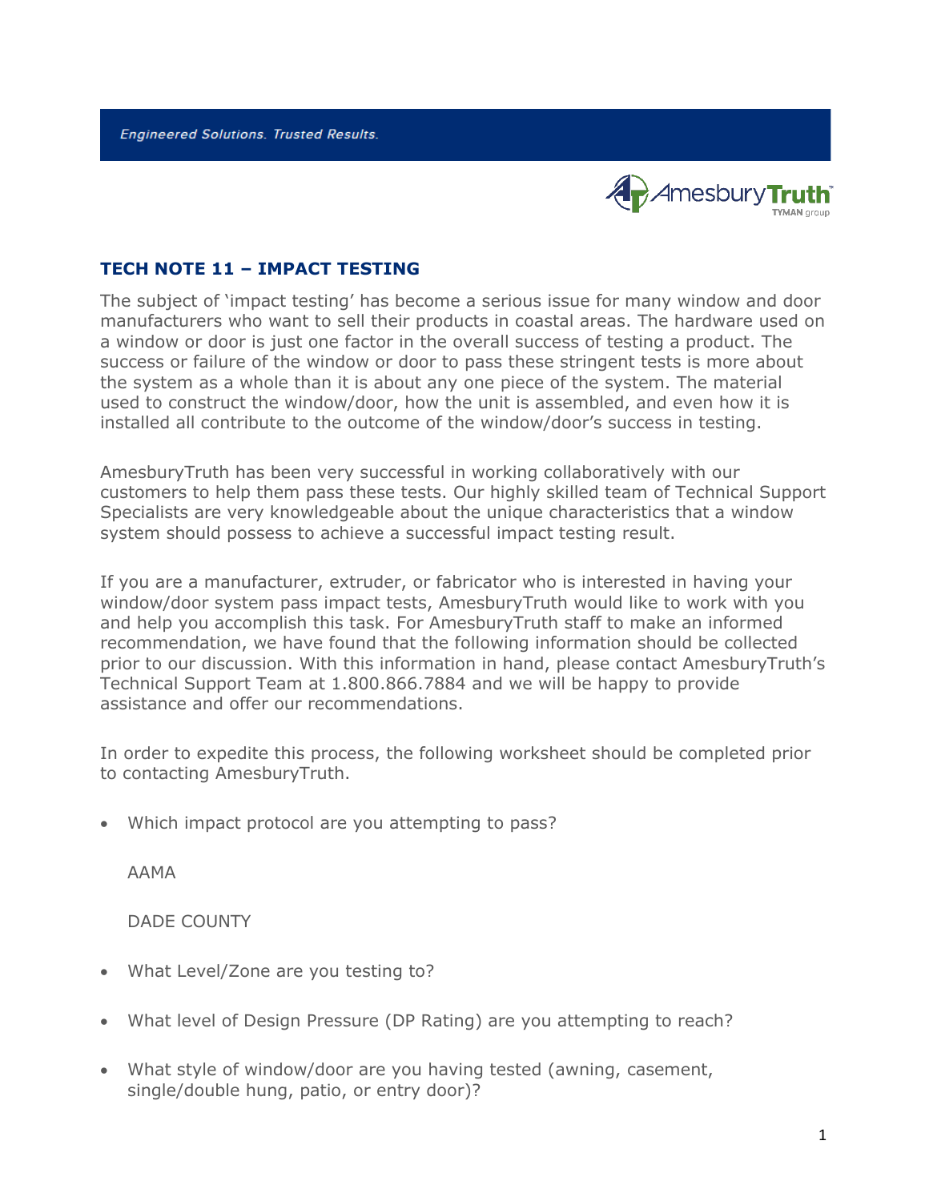*Engineered Solutions. Trusted Results.*

AmesburyTruth
TYMAN group

## TECH NOTE 11 – IMPACT TESTING

The subject of 'impact testing' has become a serious issue for many window and door manufacturers who want to sell their products in coastal areas. The hardware used on a window or door is just one factor in the overall success of testing a product. The success or failure of the window or door to pass these stringent tests is more about the system as a whole than it is about any one piece of the system. The material used to construct the window/door, how the unit is assembled, and even how it is installed all contribute to the outcome of the window/door's success in testing.

AmesburyTruth has been very successful in working collaboratively with our customers to help them pass these tests. Our highly skilled team of Technical Support Specialists are very knowledgeable about the unique characteristics that a window system should possess to achieve a successful impact testing result.

If you are a manufacturer, extruder, or fabricator who is interested in having your window/door system pass impact tests, AmesburyTruth would like to work with you and help you accomplish this task. For AmesburyTruth staff to make an informed recommendation, we have found that the following information should be collected prior to our discussion. With this information in hand, please contact AmesburyTruth's Technical Support Team at 1.800.866.7884 and we will be happy to provide assistance and offer our recommendations.

In order to expedite this process, the following worksheet should be completed prior to contacting AmesburyTruth.

- Which impact protocol are you attempting to pass?

  AAMA

  DADE COUNTY

- What Level/Zone are you testing to?
- What level of Design Pressure (DP Rating) are you attempting to reach?
- What style of window/door are you having tested (awning, casement, single/double hung, patio, or entry door)?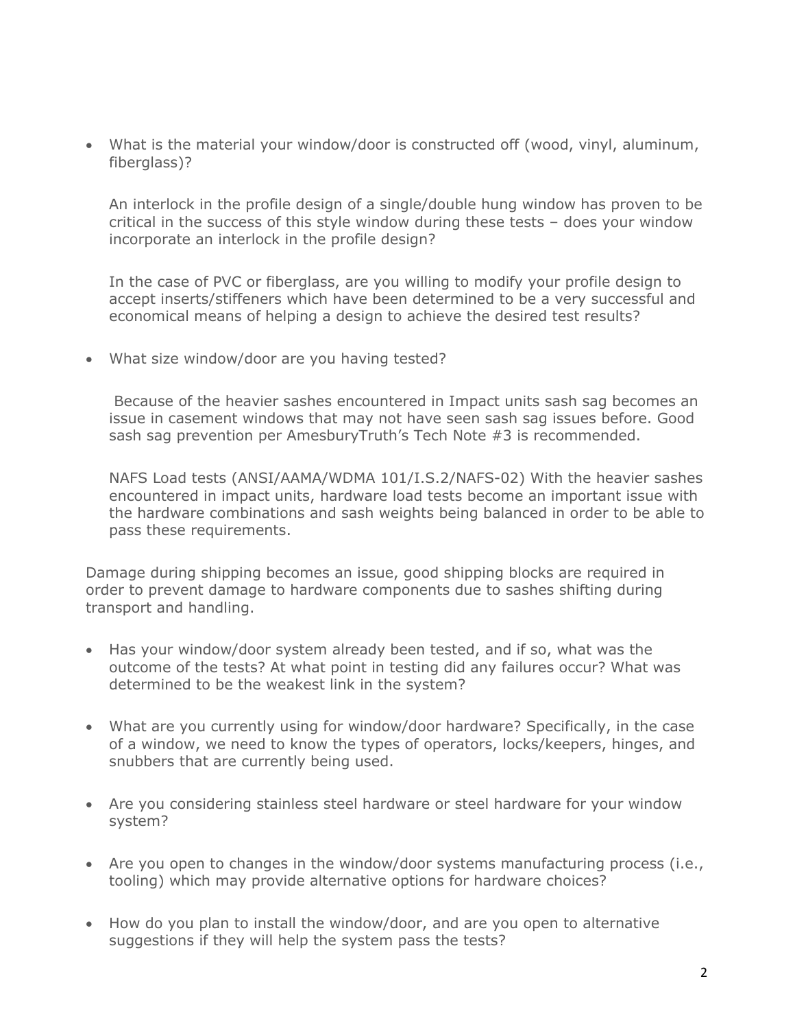- What is the material your window/door is constructed off (wood, vinyl, aluminum, fiberglass)?

  An interlock in the profile design of a single/double hung window has proven to be critical in the success of this style window during these tests – does your window incorporate an interlock in the profile design?

  In the case of PVC or fiberglass, are you willing to modify your profile design to accept inserts/stiffeners which have been determined to be a very successful and economical means of helping a design to achieve the desired test results?

- What size window/door are you having tested?

  Because of the heavier sashes encountered in Impact units sash sag becomes an issue in casement windows that may not have seen sash sag issues before. Good sash sag prevention per AmesburyTruth's Tech Note #3 is recommended.

  NAFS Load tests (ANSI/AAMA/WDMA 101/I.S.2/NAFS-02) With the heavier sashes encountered in impact units, hardware load tests become an important issue with the hardware combinations and sash weights being balanced in order to be able to pass these requirements.

Damage during shipping becomes an issue, good shipping blocks are required in order to prevent damage to hardware components due to sashes shifting during transport and handling.

- Has your window/door system already been tested, and if so, what was the outcome of the tests? At what point in testing did any failures occur? What was determined to be the weakest link in the system?

- What are you currently using for window/door hardware? Specifically, in the case of a window, we need to know the types of operators, locks/keepers, hinges, and snubbers that are currently being used.

- Are you considering stainless steel hardware or steel hardware for your window system?

- Are you open to changes in the window/door systems manufacturing process (i.e., tooling) which may provide alternative options for hardware choices?

- How do you plan to install the window/door, and are you open to alternative suggestions if they will help the system pass the tests?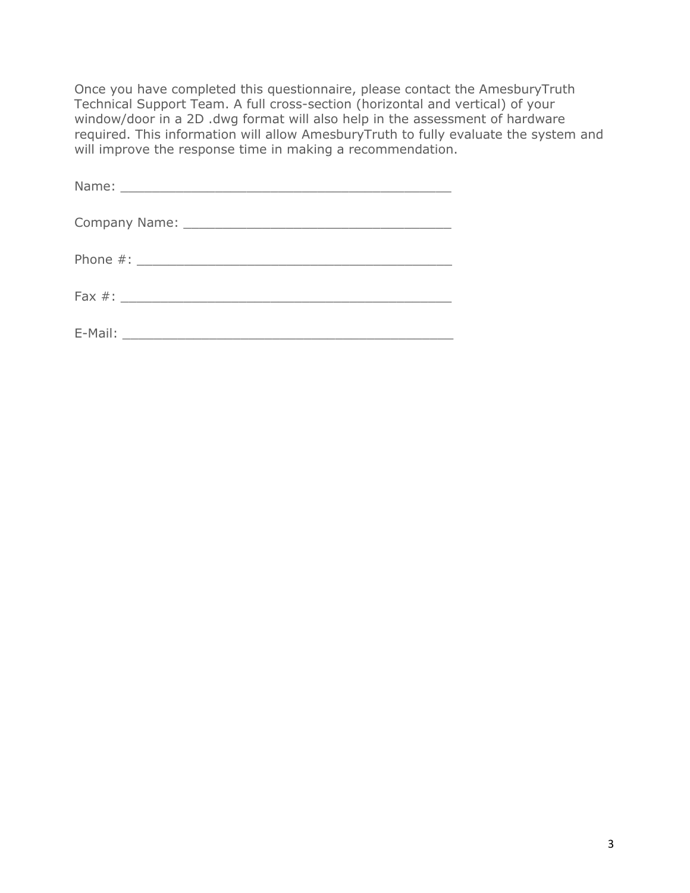Once you have completed this questionnaire, please contact the AmesburyTruth Technical Support Team. A full cross-section (horizontal and vertical) of your window/door in a 2D .dwg format will also help in the assessment of hardware required. This information will allow AmesburyTruth to fully evaluate the system and will improve the response time in making a recommendation.

Name: ________________________________________

Company Name: ________________________________

Phone #: ______________________________________

Fax #: ________________________________________

E-Mail: _______________________________________